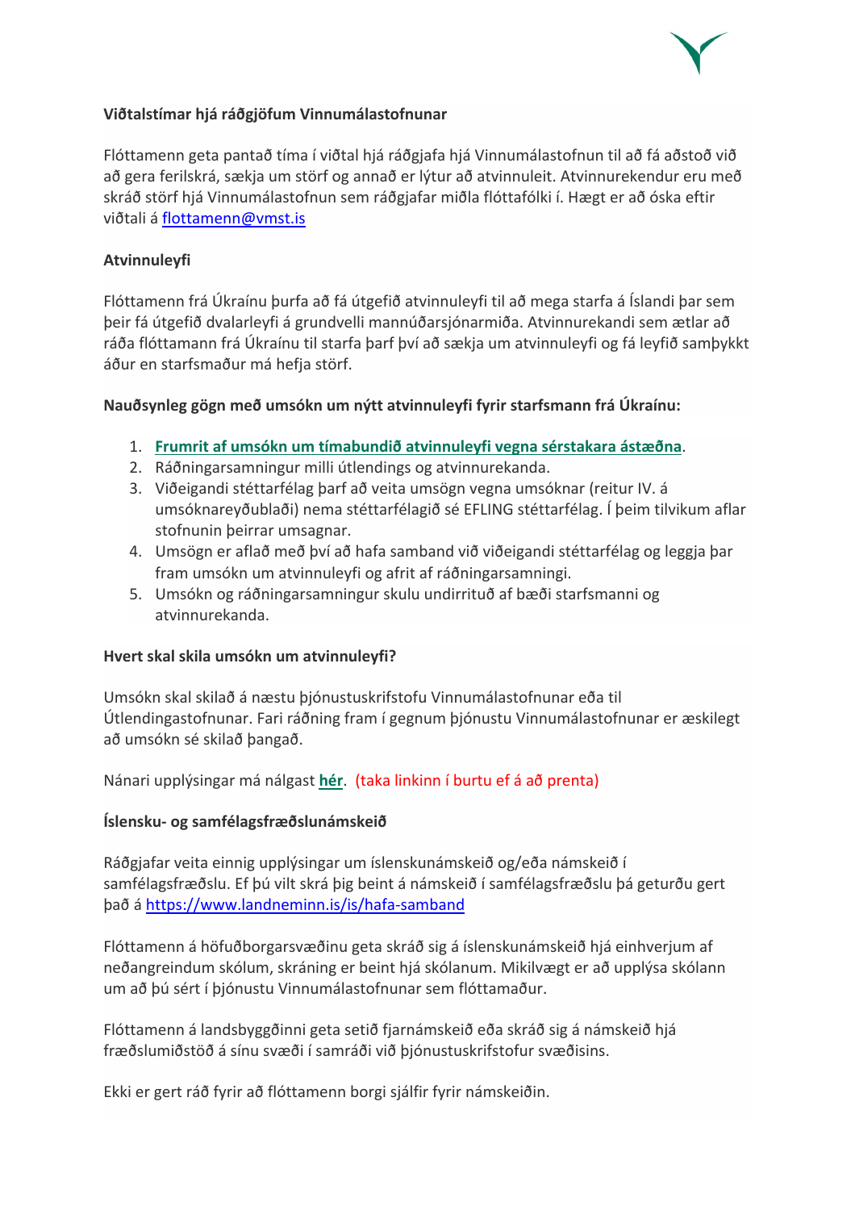**Viðtalstímar hjá ráðgjöfum Vinnumálastofnunar**

Flóttamenn geta pantað tíma í viðtal hjá ráðgjafa hjá Vinnumálastofnun til að fá aðstoð við að gera ferilskrá, sækja um störf og annað er lýtur að atvinnuleit. Atvinnurekendur eru með skráð störf hjá Vinnumálastofnun sem ráðgjafar miðla flóttafólki í. Hægt er að óska eftir viðtali á flottamenn@vmst.is

**Atvinnuleyfi**

Flóttamenn frá Úkraínu þurfa að fá útgefið atvinnuleyfi til að mega starfa á Íslandi þar sem þeir fá útgefið dvalarleyfi á grundvelli mannúðarsjónarmiða. Atvinnurekandi sem ætlar að ráða flóttamann frá Úkraínu til starfa þarf því að sækja um atvinnuleyfi og fá leyfið samþykkt áður en starfsmaður má hefja störf.

**Nauðsynleg gögn með umsókn um nýtt atvinnuleyfi fyrir starfsmann frá Úkraínu:**

1. **Frumrit af umsókn um tímabundið atvinnuleyfi vegna sérstakara ástæðna**.
2. Ráðningarsamningur milli útlendings og atvinnurekanda.
3. Viðeigandi stéttarfélag þarf að veita umsögn vegna umsóknar (reitur IV. á umsóknareyðublaði) nema stéttarfélagið sé EFLING stéttarfélag. Í þeim tilvikum aflar stofnunin þeirrar umsagnar.
4. Umsögn er aflað með því að hafa samband við viðeigandi stéttarfélag og leggja þar fram umsókn um atvinnuleyfi og afrit af ráðningarsamningi.
5. Umsókn og ráðningarsamningur skulu undirrituð af bæði starfsmanni og atvinnurekanda.

**Hvert skal skila umsókn um atvinnuleyfi?**

Umsókn skal skilað á næstu þjónustuskrifstofu Vinnumálastofnunar eða til Útlendingastofnunar. Fari ráðning fram í gegnum þjónustu Vinnumálastofnunar er æskilegt að umsókn sé skilað þangað.

Nánari upplýsingar má nálgast **hér**. (taka linkinn í burtu ef á að prenta)

**Íslensku- og samfélagsfræðslunámskeið**

Ráðgjafar veita einnig upplýsingar um íslenskunámskeið og/eða námskeið í samfélagsfræðslu. Ef þú vilt skrá þig beint á námskeið í samfélagsfræðslu þá geturðu gert það á https://www.landneminn.is/is/hafa-samband

Flóttamenn á höfuðborgarsvæðinu geta skráð sig á íslenskunámskeið hjá einhverjum af neðangreindum skólum, skráning er beint hjá skólanum. Mikilvægt er að upplýsa skólann um að þú sért í þjónustu Vinnumálastofnunar sem flóttamaður.

Flóttamenn á landsbyggðinni geta setið fjarnámskeið eða skráð sig á námskeið hjá fræðslumiðstöð á sínu svæði í samráði við þjónustuskrifstofur svæðisins.

Ekki er gert ráð fyrir að flóttamenn borgi sjálfir fyrir námskeiðin.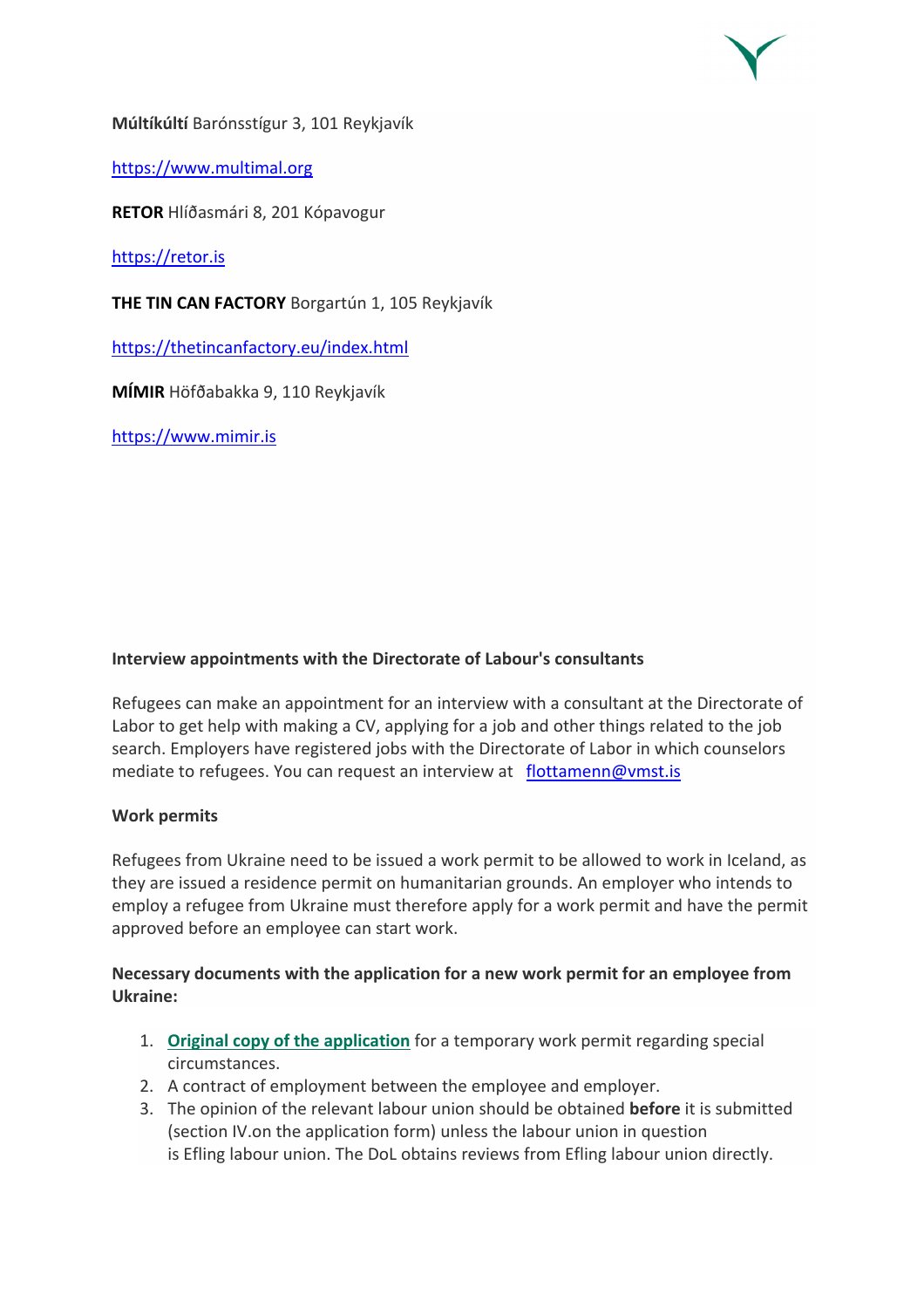**Múltíkúltí** Barónsstígur 3, 101 Reykjavík

https://www.multimal.org

**RETOR** Hlíðasmári 8, 201 Kópavogur

https://retor.is

**THE TIN CAN FACTORY** Borgartún 1, 105 Reykjavík

https://thetincanfactory.eu/index.html

**MÍMIR** Höfðabakka 9, 110 Reykjavík

https://www.mimir.is

**Interview appointments with the Directorate of Labour's consultants**

Refugees can make an appointment for an interview with a consultant at the Directorate of Labor to get help with making a CV, applying for a job and other things related to the job search. Employers have registered jobs with the Directorate of Labor in which counselors mediate to refugees. You can request an interview at flottamenn@vmst.is

**Work permits**

Refugees from Ukraine need to be issued a work permit to be allowed to work in Iceland, as they are issued a residence permit on humanitarian grounds. An employer who intends to employ a refugee from Ukraine must therefore apply for a work permit and have the permit approved before an employee can start work.

**Necessary documents with the application for a new work permit for an employee from Ukraine:**

1. **Original copy of the application** for a temporary work permit regarding special circumstances.
2. A contract of employment between the employee and employer.
3. The opinion of the relevant labour union should be obtained **before** it is submitted (section IV.on the application form) unless the labour union in question is Efling labour union. The DoL obtains reviews from Efling labour union directly.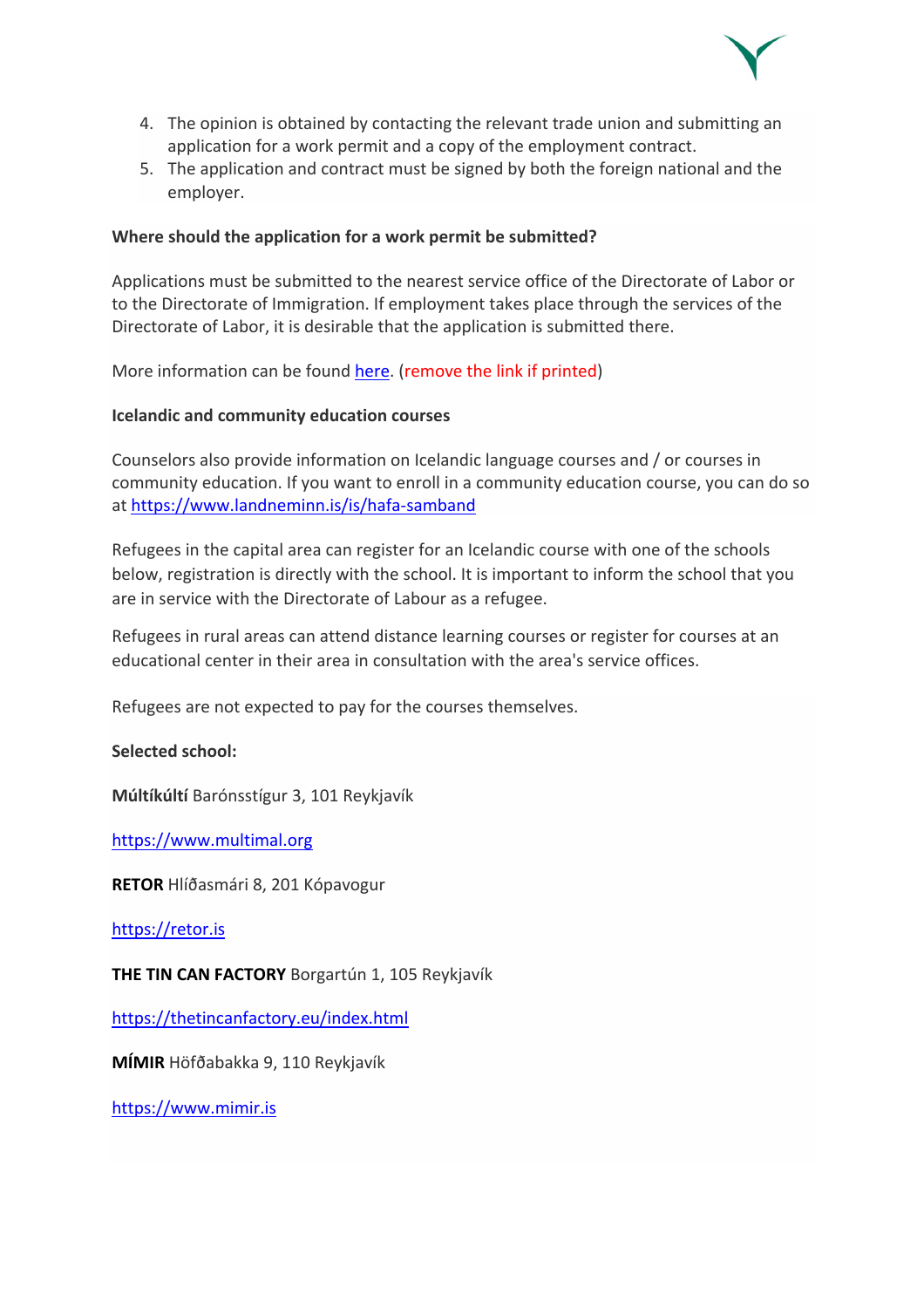4. The opinion is obtained by contacting the relevant trade union and submitting an application for a work permit and a copy of the employment contract.
5. The application and contract must be signed by both the foreign national and the employer.

**Where should the application for a work permit be submitted?**

Applications must be submitted to the nearest service office of the Directorate of Labor or to the Directorate of Immigration. If employment takes place through the services of the Directorate of Labor, it is desirable that the application is submitted there.

More information can be found here. (remove the link if printed)

**Icelandic and community education courses**

Counselors also provide information on Icelandic language courses and / or courses in community education. If you want to enroll in a community education course, you can do so at https://www.landneminn.is/is/hafa-samband

Refugees in the capital area can register for an Icelandic course with one of the schools below, registration is directly with the school. It is important to inform the school that you are in service with the Directorate of Labour as a refugee.

Refugees in rural areas can attend distance learning courses or register for courses at an educational center in their area in consultation with the area's service offices.

Refugees are not expected to pay for the courses themselves.

**Selected school:**

**Múltíkúltí** Barónsstígur 3, 101 Reykjavík

https://www.multimal.org

**RETOR** Hlíðasmári 8, 201 Kópavogur

https://retor.is

**THE TIN CAN FACTORY** Borgartún 1, 105 Reykjavík

https://thetincanfactory.eu/index.html

**MÍMIR** Höfðabakka 9, 110 Reykjavík

https://www.mimir.is